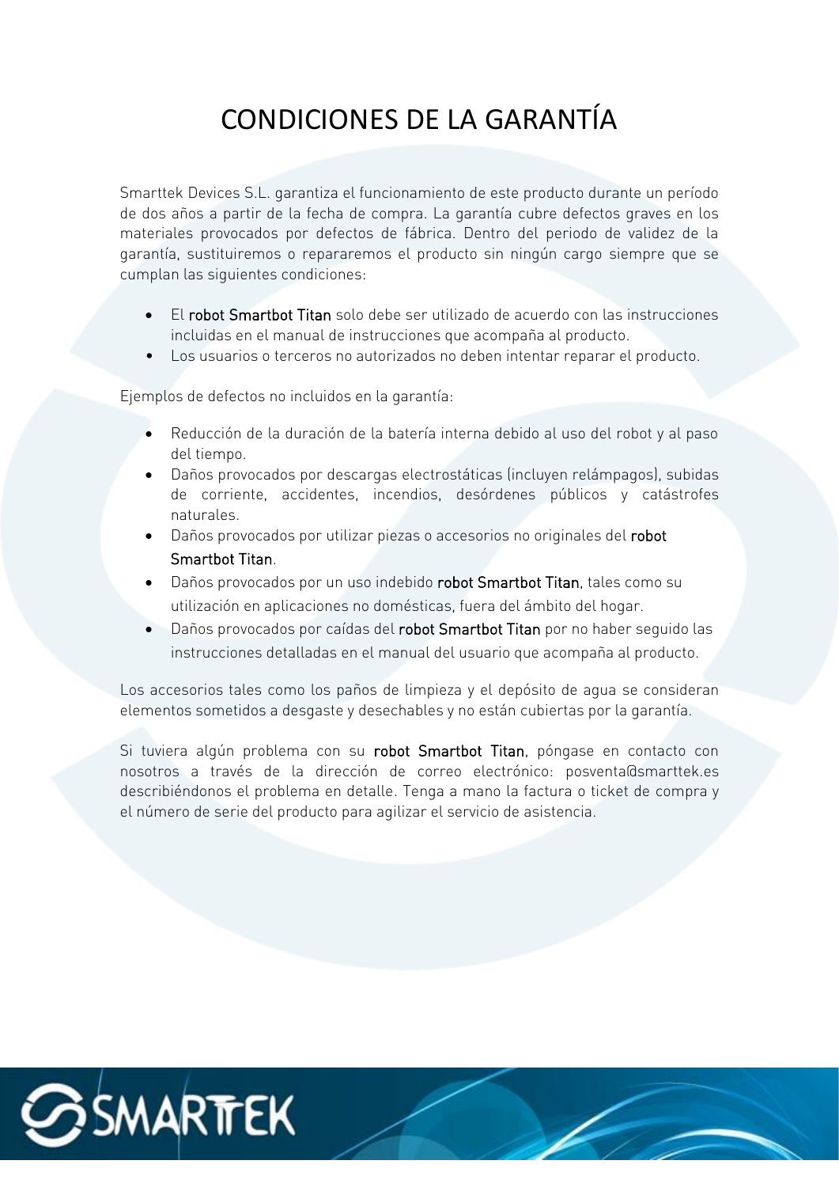# CONDICIONES DE LA GARANTÍA

Smarttek Devices S.L. garantiza el funcionamiento de este producto durante un período de dos años a partir de la fecha de compra. La garantía cubre defectos graves en los materiales provocados por defectos de fábrica. Dentro del periodo de validez de la garantía, sustituiremos o repararemos el producto sin ningún cargo siempre que se cumplan las siguientes condiciones:

- El robot Smartbot Titan solo debe ser utilizado de acuerdo con las instrucciones incluidas en el manual de instrucciones que acompaña al producto.
- Los usuarios o terceros no autorizados no deben intentar reparar el producto.

Ejemplos de defectos no incluidos en la garantía:

- Reducción de la duración de la batería interna debido al uso del robot y al paso del tiempo.
- Daños provocados por descargas electrostáticas (incluyen relámpagos), subidas de corriente, accidentes, incendios, desórdenes públicos y catástrofes naturales.
- Daños provocados por utilizar piezas o accesorios no originales del robot Smartbot Titan.
- Daños provocados por un uso indebido robot Smartbot Titan, tales como su utilización en aplicaciones no domésticas, fuera del ámbito del hogar.
- Daños provocados por caídas del robot Smartbot Titan por no haber seguido las instrucciones detalladas en el manual del usuario que acompaña al producto.

Los accesorios tales como los paños de limpieza y el depósito de agua se consideran elementos sometidos a desgaste y desechables y no están cubiertas por la garantía.

Si tuviera algún problema con su robot Smartbot Titan, póngase en contacto con nosotros a través de la dirección de correo electrónico: posventa@smarttek.es describiéndonos el problema en detalle. Tenga a mano la factura o ticket de compra y el número de serie del producto para agilizar el servicio de asistencia.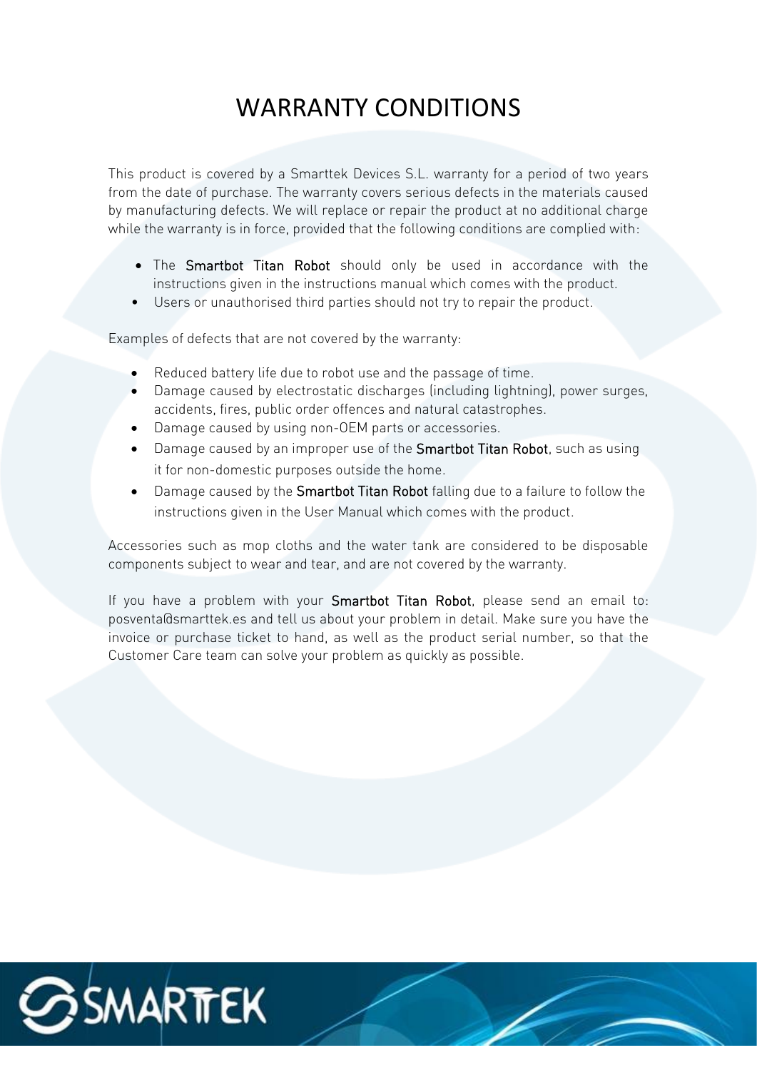# WARRANTY CONDITIONS

This product is covered by a Smarttek Devices S.L. warranty for a period of two years from the date of purchase. The warranty covers serious defects in the materials caused by manufacturing defects. We will replace or repair the product at no additional charge while the warranty is in force, provided that the following conditions are complied with:

- The Smartbot Titan Robot should only be used in accordance with the instructions given in the instructions manual which comes with the product.
- Users or unauthorised third parties should not try to repair the product.

Examples of defects that are not covered by the warranty:

- Reduced battery life due to robot use and the passage of time.
- Damage caused by electrostatic discharges (including lightning), power surges, accidents, fires, public order offences and natural catastrophes.
- Damage caused by using non-OEM parts or accessories.
- Damage caused by an improper use of the Smartbot Titan Robot, such as using it for non-domestic purposes outside the home.
- Damage caused by the Smartbot Titan Robot falling due to a failure to follow the instructions given in the User Manual which comes with the product.

Accessories such as mop cloths and the water tank are considered to be disposable components subject to wear and tear, and are not covered by the warranty.

If you have a problem with your Smartbot Titan Robot, please send an email to: posventa@smarttek.es and tell us about your problem in detail. Make sure you have the invoice or purchase ticket to hand, as well as the product serial number, so that the Customer Care team can solve your problem as quickly as possible.